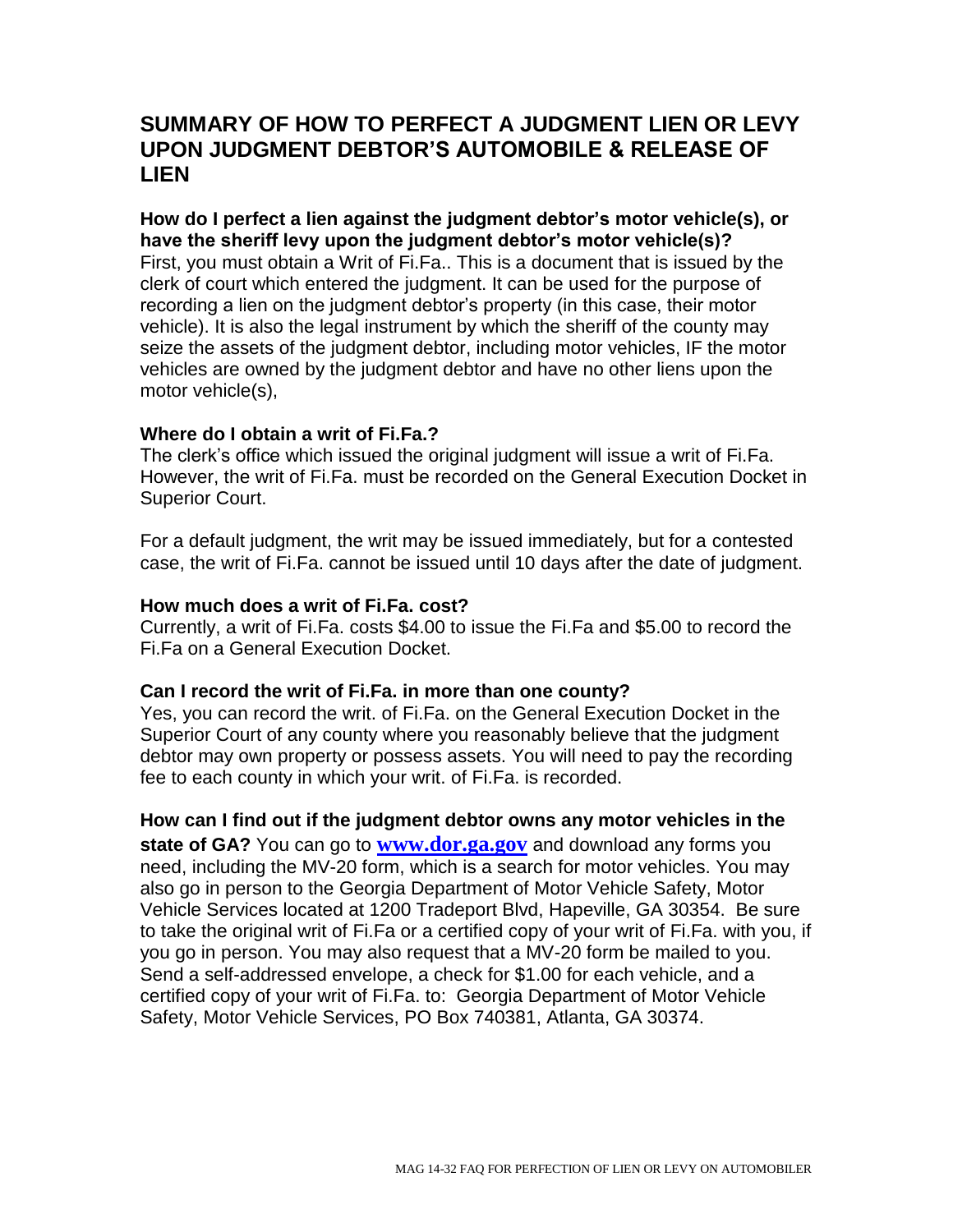# SUMMARY OF HOW TO PERFECT A JUDGMENT LIEN OR LEVY UPON JUDGMENT DEBTOR'S AUTOMOBILE & RELEASE OF LIEN

**How do I perfect a lien against the judgment debtor's motor vehicle(s), or have the sheriff levy upon the judgment debtor's motor vehicle(s)?**
First, you must obtain a Writ of Fi.Fa.. This is a document that is issued by the clerk of court which entered the judgment. It can be used for the purpose of recording a lien on the judgment debtor's property (in this case, their motor vehicle). It is also the legal instrument by which the sheriff of the county may seize the assets of the judgment debtor, including motor vehicles, IF the motor vehicles are owned by the judgment debtor and have no other liens upon the motor vehicle(s),

**Where do I obtain a writ of Fi.Fa.?**
The clerk's office which issued the original judgment will issue a writ of Fi.Fa. However, the writ of Fi.Fa. must be recorded on the General Execution Docket in Superior Court.

For a default judgment, the writ may be issued immediately, but for a contested case, the writ of Fi.Fa. cannot be issued until 10 days after the date of judgment.

**How much does a writ of Fi.Fa. cost?**
Currently, a writ of Fi.Fa. costs $4.00 to issue the Fi.Fa and $5.00 to record the Fi.Fa on a General Execution Docket.

**Can I record the writ of Fi.Fa. in more than one county?**
Yes, you can record the writ. of Fi.Fa. on the General Execution Docket in the Superior Court of any county where you reasonably believe that the judgment debtor may own property or possess assets. You will need to pay the recording fee to each county in which your writ. of Fi.Fa. is recorded.

**How can I find out if the judgment debtor owns any motor vehicles in the state of GA?** You can go to **www.dor.ga.gov** and download any forms you need, including the MV-20 form, which is a search for motor vehicles. You may also go in person to the Georgia Department of Motor Vehicle Safety, Motor Vehicle Services located at 1200 Tradeport Blvd, Hapeville, GA 30354. Be sure to take the original writ of Fi.Fa or a certified copy of your writ of Fi.Fa. with you, if you go in person. You may also request that a MV-20 form be mailed to you. Send a self-addressed envelope, a check for $1.00 for each vehicle, and a certified copy of your writ of Fi.Fa. to: Georgia Department of Motor Vehicle Safety, Motor Vehicle Services, PO Box 740381, Atlanta, GA 30374.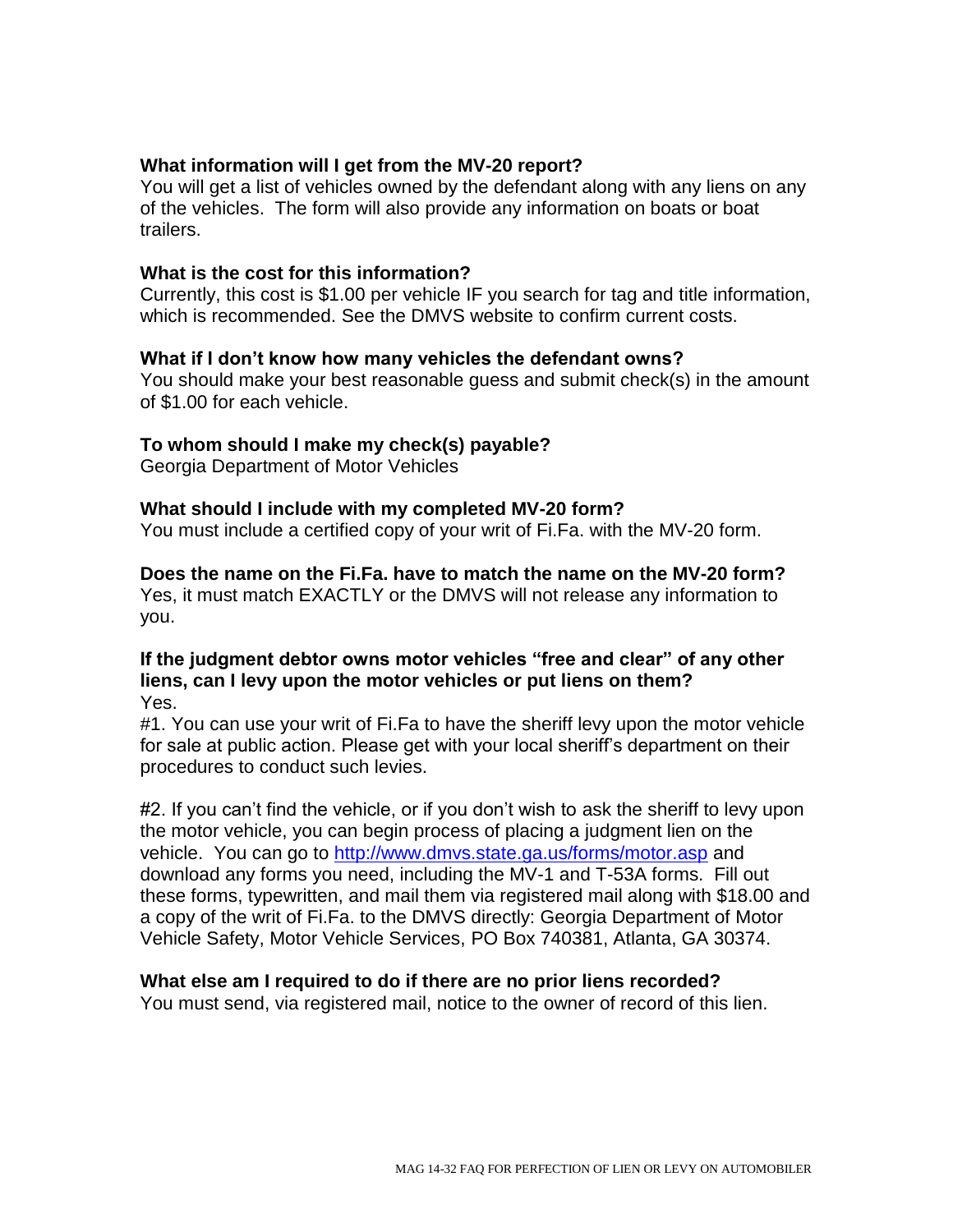**What information will I get from the MV-20 report?**
You will get a list of vehicles owned by the defendant along with any liens on any of the vehicles. The form will also provide any information on boats or boat trailers.

**What is the cost for this information?**
Currently, this cost is $1.00 per vehicle IF you search for tag and title information, which is recommended. See the DMVS website to confirm current costs.

**What if I don't know how many vehicles the defendant owns?**
You should make your best reasonable guess and submit check(s) in the amount of $1.00 for each vehicle.

**To whom should I make my check(s) payable?**
Georgia Department of Motor Vehicles

**What should I include with my completed MV-20 form?**
You must include a certified copy of your writ of Fi.Fa. with the MV-20 form.

**Does the name on the Fi.Fa. have to match the name on the MV-20 form?**
Yes, it must match EXACTLY or the DMVS will not release any information to you.

**If the judgment debtor owns motor vehicles "free and clear" of any other liens, can I levy upon the motor vehicles or put liens on them?**
Yes.

#1. You can use your writ of Fi.Fa to have the sheriff levy upon the motor vehicle for sale at public action. Please get with your local sheriff's department on their procedures to conduct such levies.

#2. If you can't find the vehicle, or if you don't wish to ask the sheriff to levy upon the motor vehicle, you can begin process of placing a judgment lien on the vehicle. You can go to [http://www.dmvs.state.ga.us/forms/motor.asp](http://www.dmvs.state.ga.us/forms/motor.asp) and download any forms you need, including the MV-1 and T-53A forms. Fill out these forms, typewritten, and mail them via registered mail along with $18.00 and a copy of the writ of Fi.Fa. to the DMVS directly: Georgia Department of Motor Vehicle Safety, Motor Vehicle Services, PO Box 740381, Atlanta, GA 30374.

**What else am I required to do if there are no prior liens recorded?**
You must send, via registered mail, notice to the owner of record of this lien.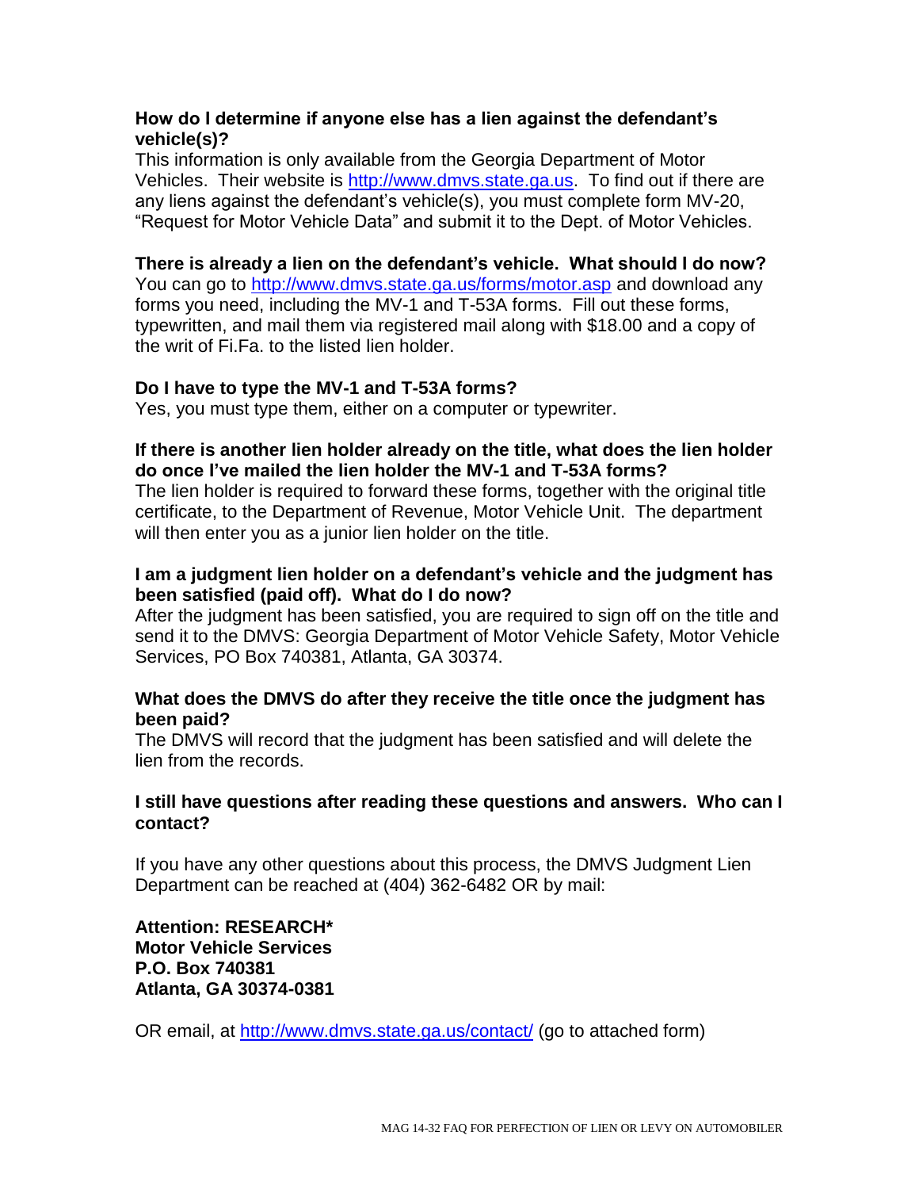**How do I determine if anyone else has a lien against the defendant's vehicle(s)?**

This information is only available from the Georgia Department of Motor Vehicles. Their website is http://www.dmvs.state.ga.us. To find out if there are any liens against the defendant's vehicle(s), you must complete form MV-20, "Request for Motor Vehicle Data" and submit it to the Dept. of Motor Vehicles.

**There is already a lien on the defendant's vehicle. What should I do now?**

You can go to http://www.dmvs.state.ga.us/forms/motor.asp and download any forms you need, including the MV-1 and T-53A forms. Fill out these forms, typewritten, and mail them via registered mail along with $18.00 and a copy of the writ of Fi.Fa. to the listed lien holder.

**Do I have to type the MV-1 and T-53A forms?**

Yes, you must type them, either on a computer or typewriter.

**If there is another lien holder already on the title, what does the lien holder do once I've mailed the lien holder the MV-1 and T-53A forms?**

The lien holder is required to forward these forms, together with the original title certificate, to the Department of Revenue, Motor Vehicle Unit. The department will then enter you as a junior lien holder on the title.

**I am a judgment lien holder on a defendant's vehicle and the judgment has been satisfied (paid off). What do I do now?**

After the judgment has been satisfied, you are required to sign off on the title and send it to the DMVS: Georgia Department of Motor Vehicle Safety, Motor Vehicle Services, PO Box 740381, Atlanta, GA 30374.

**What does the DMVS do after they receive the title once the judgment has been paid?**

The DMVS will record that the judgment has been satisfied and will delete the lien from the records.

**I still have questions after reading these questions and answers. Who can I contact?**

If you have any other questions about this process, the DMVS Judgment Lien Department can be reached at (404) 362-6482 OR by mail:

**Attention: RESEARCH***
**Motor Vehicle Services**
**P.O. Box 740381**
**Atlanta, GA 30374-0381**

OR email, at http://www.dmvs.state.ga.us/contact/ (go to attached form)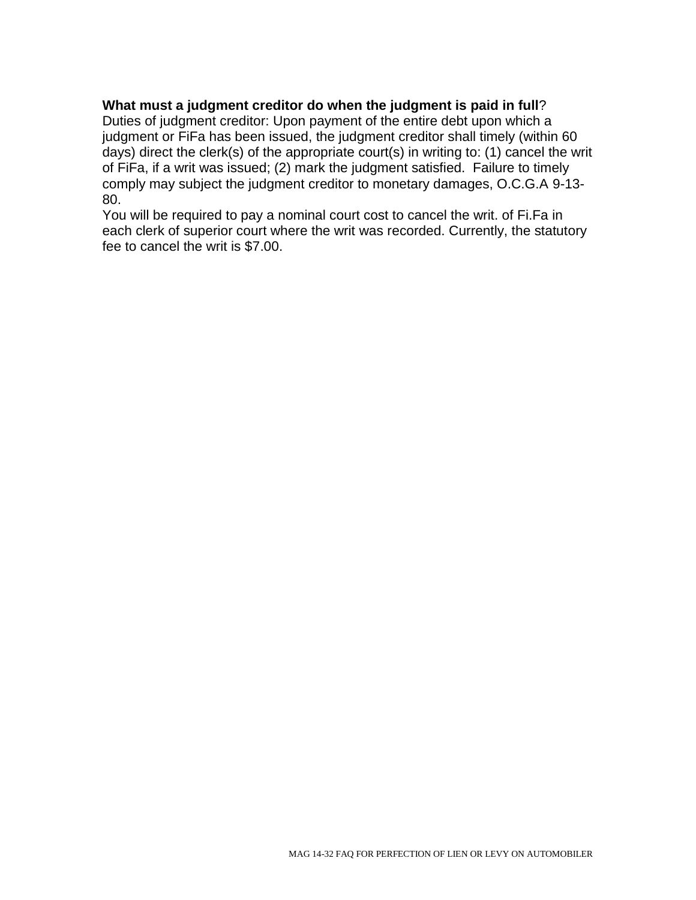**What must a judgment creditor do when the judgment is paid in full**?
Duties of judgment creditor: Upon payment of the entire debt upon which a judgment or FiFa has been issued, the judgment creditor shall timely (within 60 days) direct the clerk(s) of the appropriate court(s) in writing to: (1) cancel the writ of FiFa, if a writ was issued; (2) mark the judgment satisfied. Failure to timely comply may subject the judgment creditor to monetary damages, O.C.G.A 9-13-80.
You will be required to pay a nominal court cost to cancel the writ. of Fi.Fa in each clerk of superior court where the writ was recorded. Currently, the statutory fee to cancel the writ is $7.00.